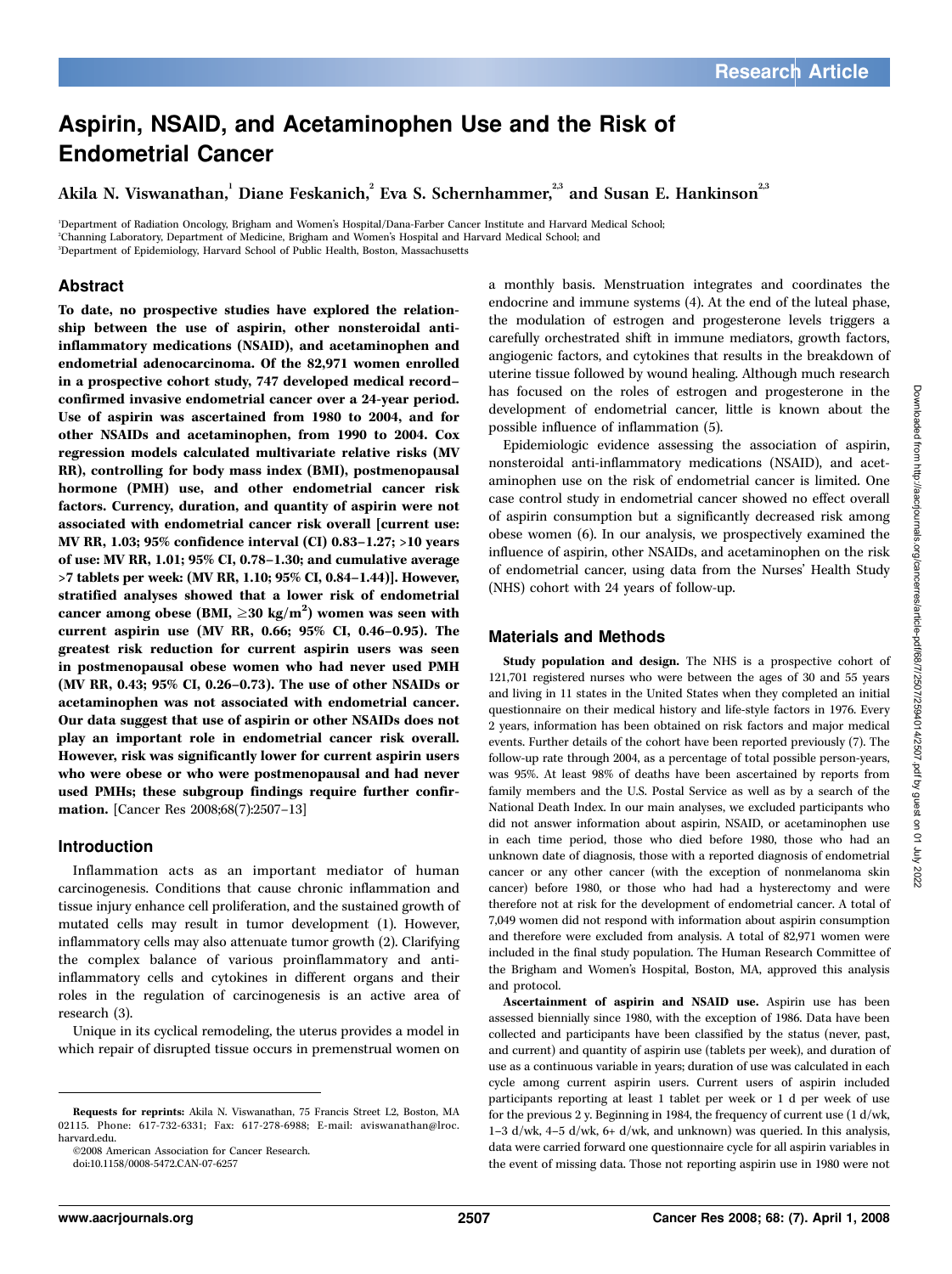# Aspirin, NSAID, and Acetaminophen Use and the Risk of Endometrial Cancer

Akila N. Viswanathan,[1] Diane Feskanich,[2] Eva S. Schernhammer,[2,3] and Susan E. Hankinson[2,3]

[1]Department of Radiation Oncology, Brigham and Women's Hospital/Dana-Farber Cancer Institute and Harvard Medical School; [2]Channing Laboratory, Department of Medicine, Brigham and Women's Hospital and Harvard Medical School; and [3]Department of Epidemiology, Harvard School of Public Health, Boston, Massachusetts

## Abstract

**To date, no prospective studies have explored the relationship between the use of aspirin, other nonsteroidal anti-inflammatory medications (NSAID), and acetaminophen and endometrial adenocarcinoma. Of the 82,971 women enrolled in a prospective cohort study, 747 developed medical record–confirmed invasive endometrial cancer over a 24-year period. Use of aspirin was ascertained from 1980 to 2004, and for other NSAIDs and acetaminophen, from 1990 to 2004. Cox regression models calculated multivariate relative risks (MV RR), controlling for body mass index (BMI), postmenopausal hormone (PMH) use, and other endometrial cancer risk factors. Currency, duration, and quantity of aspirin were not associated with endometrial cancer risk overall [current use: MV RR, 1.03; 95% confidence interval (CI) 0.83–1.27; >10 years of use: MV RR, 1.01; 95% CI, 0.78–1.30; and cumulative average >7 tablets per week: (MV RR, 1.10; 95% CI, 0.84–1.44)]. However, stratified analyses showed that a lower risk of endometrial cancer among obese (BMI, $\geq$30 kg/m$^2$) women was seen with current aspirin use (MV RR, 0.66; 95% CI, 0.46–0.95). The greatest risk reduction for current aspirin users was seen in postmenopausal obese women who had never used PMH (MV RR, 0.43; 95% CI, 0.26–0.73). The use of other NSAIDs or acetaminophen was not associated with endometrial cancer. Our data suggest that use of aspirin or other NSAIDs does not play an important role in endometrial cancer risk overall. However, risk was significantly lower for current aspirin users who were obese or who were postmenopausal and had never used PMHs; these subgroup findings require further confirmation.** [Cancer Res 2008;68(7):2507–13]

## Introduction

Inflammation acts as an important mediator of human carcinogenesis. Conditions that cause chronic inflammation and tissue injury enhance cell proliferation, and the sustained growth of mutated cells may result in tumor development (1). However, inflammatory cells may also attenuate tumor growth (2). Clarifying the complex balance of various proinflammatory and anti-inflammatory cells and cytokines in different organs and their roles in the regulation of carcinogenesis is an active area of research (3).

Unique in its cyclical remodeling, the uterus provides a model in which repair of disrupted tissue occurs in premenstrual women on a monthly basis. Menstruation integrates and coordinates the endocrine and immune systems (4). At the end of the luteal phase, the modulation of estrogen and progesterone levels triggers a carefully orchestrated shift in immune mediators, growth factors, angiogenic factors, and cytokines that results in the breakdown of uterine tissue followed by wound healing. Although much research has focused on the roles of estrogen and progesterone in the development of endometrial cancer, little is known about the possible influence of inflammation (5).

Epidemiologic evidence assessing the association of aspirin, nonsteroidal anti-inflammatory medications (NSAID), and acetaminophen use on the risk of endometrial cancer is limited. One case control study in endometrial cancer showed no effect overall of aspirin consumption but a significantly decreased risk among obese women (6). In our analysis, we prospectively examined the influence of aspirin, other NSAIDs, and acetaminophen on the risk of endometrial cancer, using data from the Nurses' Health Study (NHS) cohort with 24 years of follow-up.

## Materials and Methods

**Study population and design.** The NHS is a prospective cohort of 121,701 registered nurses who were between the ages of 30 and 55 years and living in 11 states in the United States when they completed an initial questionnaire on their medical history and life-style factors in 1976. Every 2 years, information has been obtained on risk factors and major medical events. Further details of the cohort have been reported previously (7). The follow-up rate through 2004, as a percentage of total possible person-years, was 95%. At least 98% of deaths have been ascertained by reports from family members and the U.S. Postal Service as well as by a search of the National Death Index. In our main analyses, we excluded participants who did not answer information about aspirin, NSAID, or acetaminophen use in each time period, those who died before 1980, those who had an unknown date of diagnosis, those with a reported diagnosis of endometrial cancer or any other cancer (with the exception of nonmelanoma skin cancer) before 1980, or those who had had a hysterectomy and were therefore not at risk for the development of endometrial cancer. A total of 7,049 women did not respond with information about aspirin consumption and therefore were excluded from analysis. A total of 82,971 women were included in the final study population. The Human Research Committee of the Brigham and Women's Hospital, Boston, MA, approved this analysis and protocol.

**Ascertainment of aspirin and NSAID use.** Aspirin use has been assessed biennially since 1980, with the exception of 1986. Data have been collected and participants have been classified by the status (never, past, and current) and quantity of aspirin use (tablets per week), and duration of use as a continuous variable in years; duration of use was calculated in each cycle among current aspirin users. Current users of aspirin included participants reporting at least 1 tablet per week or 1 d per week of use for the previous 2 y. Beginning in 1984, the frequency of current use (1 d/wk, 1–3 d/wk, 4–5 d/wk, 6+ d/wk, and unknown) was queried. In this analysis, data were carried forward one questionnaire cycle for all aspirin variables in the event of missing data. Those not reporting aspirin use in 1980 were not

---

**Requests for reprints:** Akila N. Viswanathan, 75 Francis Street L2, Boston, MA 02115. Phone: 617-732-6331; Fax: 617-278-6988; E-mail: aviswanathan@lroc.harvard.edu.

©2008 American Association for Cancer Research.

doi:10.1158/0008-5472.CAN-07-6257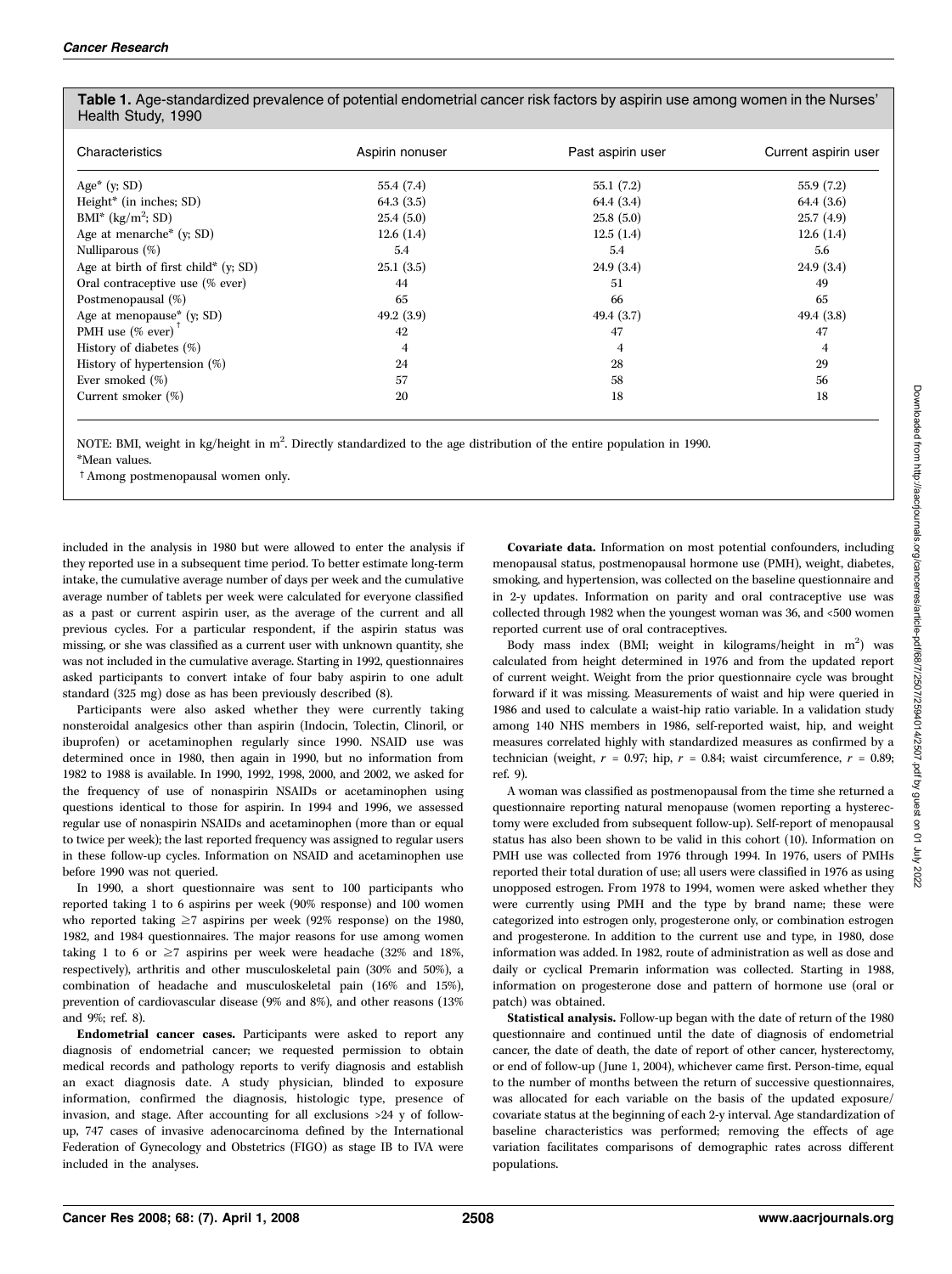**Table 1.** Age-standardized prevalence of potential endometrial cancer risk factors by aspirin use among women in the Nurses' Health Study, 1990

| Characteristics | Aspirin nonuser | Past aspirin user | Current aspirin user |
|---|---|---|---|
| Age* (y; SD) | 55.4 (7.4) | 55.1 (7.2) | 55.9 (7.2) |
| Height* (in inches; SD) | 64.3 (3.5) | 64.4 (3.4) | 64.4 (3.6) |
| BMI* ($kg/m^2$; SD) | 25.4 (5.0) | 25.8 (5.0) | 25.7 (4.9) |
| Age at menarche* (y; SD) | 12.6 (1.4) | 12.5 (1.4) | 12.6 (1.4) |
| Nulliparous (%) | 5.4 | 5.4 | 5.6 |
| Age at birth of first child* (y; SD) | 25.1 (3.5) | 24.9 (3.4) | 24.9 (3.4) |
| Oral contraceptive use (% ever) | 44 | 51 | 49 |
| Postmenopausal (%) | 65 | 66 | 65 |
| Age at menopause* (y; SD) | 49.2 (3.9) | 49.4 (3.7) | 49.4 (3.8) |
| PMH use (% ever) † | 42 | 47 | 47 |
| History of diabetes (%) | 4 | 4 | 4 |
| History of hypertension (%) | 24 | 28 | 29 |
| Ever smoked (%) | 57 | 58 | 56 |
| Current smoker (%) | 20 | 18 | 18 |

NOTE: BMI, weight in kg/height in $m^2$. Directly standardized to the age distribution of the entire population in 1990.

*Mean values.

† Among postmenopausal women only.

included in the analysis in 1980 but were allowed to enter the analysis if they reported use in a subsequent time period. To better estimate long-term intake, the cumulative average number of days per week and the cumulative average number of tablets per week were calculated for everyone classified as a past or current aspirin user, as the average of the current and all previous cycles. For a particular respondent, if the aspirin status was missing, or she was classified as a current user with unknown quantity, she was not included in the cumulative average. Starting in 1992, questionnaires asked participants to convert intake of four baby aspirin to one adult standard (325 mg) dose as has been previously described (8).

Participants were also asked whether they were currently taking nonsteroidal analgesics other than aspirin (Indocin, Tolectin, Clinoril, or ibuprofen) or acetaminophen regularly since 1990. NSAID use was determined once in 1980, then again in 1990, but no information from 1982 to 1988 is available. In 1990, 1992, 1998, 2000, and 2002, we asked for the frequency of use of nonaspirin NSAIDs or acetaminophen using questions identical to those for aspirin. In 1994 and 1996, we assessed regular use of nonaspirin NSAIDs and acetaminophen (more than or equal to twice per week); the last reported frequency was assigned to regular users in these follow-up cycles. Information on NSAID and acetaminophen use before 1990 was not queried.

In 1990, a short questionnaire was sent to 100 participants who reported taking 1 to 6 aspirins per week (90% response) and 100 women who reported taking ≥7 aspirins per week (92% response) on the 1980, 1982, and 1984 questionnaires. The major reasons for use among women taking 1 to 6 or ≥7 aspirins per week were headache (32% and 18%, respectively), arthritis and other musculoskeletal pain (30% and 50%), a combination of headache and musculoskeletal pain (16% and 15%), prevention of cardiovascular disease (9% and 8%), and other reasons (13% and 9%; ref. 8).

**Endometrial cancer cases.** Participants were asked to report any diagnosis of endometrial cancer; we requested permission to obtain medical records and pathology reports to verify diagnosis and establish an exact diagnosis date. A study physician, blinded to exposure information, confirmed the diagnosis, histologic type, presence of invasion, and stage. After accounting for all exclusions >24 y of follow-up, 747 cases of invasive adenocarcinoma defined by the International Federation of Gynecology and Obstetrics (FIGO) as stage IB to IVA were included in the analyses.

**Covariate data.** Information on most potential confounders, including menopausal status, postmenopausal hormone use (PMH), weight, diabetes, smoking, and hypertension, was collected on the baseline questionnaire and in 2-y updates. Information on parity and oral contraceptive use was collected through 1982 when the youngest woman was 36, and <500 women reported current use of oral contraceptives.

Body mass index (BMI; weight in kilograms/height in $m^2$) was calculated from height determined in 1976 and from the updated report of current weight. Weight from the prior questionnaire cycle was brought forward if it was missing. Measurements of waist and hip were queried in 1986 and used to calculate a waist-hip ratio variable. In a validation study among 140 NHS members in 1986, self-reported waist, hip, and weight measures correlated highly with standardized measures as confirmed by a technician (weight, $r$ = 0.97; hip, $r$ = 0.84; waist circumference, $r$ = 0.89; ref. 9).

A woman was classified as postmenopausal from the time she returned a questionnaire reporting natural menopause (women reporting a hysterectomy were excluded from subsequent follow-up). Self-report of menopausal status has also been shown to be valid in this cohort (10). Information on PMH use was collected from 1976 through 1994. In 1976, users of PMHs reported their total duration of use; all users were classified in 1976 as using unopposed estrogen. From 1978 to 1994, women were asked whether they were currently using PMH and the type by brand name; these were categorized into estrogen only, progesterone only, or combination estrogen and progesterone. In addition to the current use and type, in 1980, dose information was added. In 1982, route of administration as well as dose and daily or cyclical Premarin information was collected. Starting in 1988, information on progesterone dose and pattern of hormone use (oral or patch) was obtained.

**Statistical analysis.** Follow-up began with the date of return of the 1980 questionnaire and continued until the date of diagnosis of endometrial cancer, the date of death, the date of report of other cancer, hysterectomy, or end of follow-up (June 1, 2004), whichever came first. Person-time, equal to the number of months between the return of successive questionnaires, was allocated for each variable on the basis of the updated exposure/covariate status at the beginning of each 2-y interval. Age standardization of baseline characteristics was performed; removing the effects of age variation facilitates comparisons of demographic rates across different populations.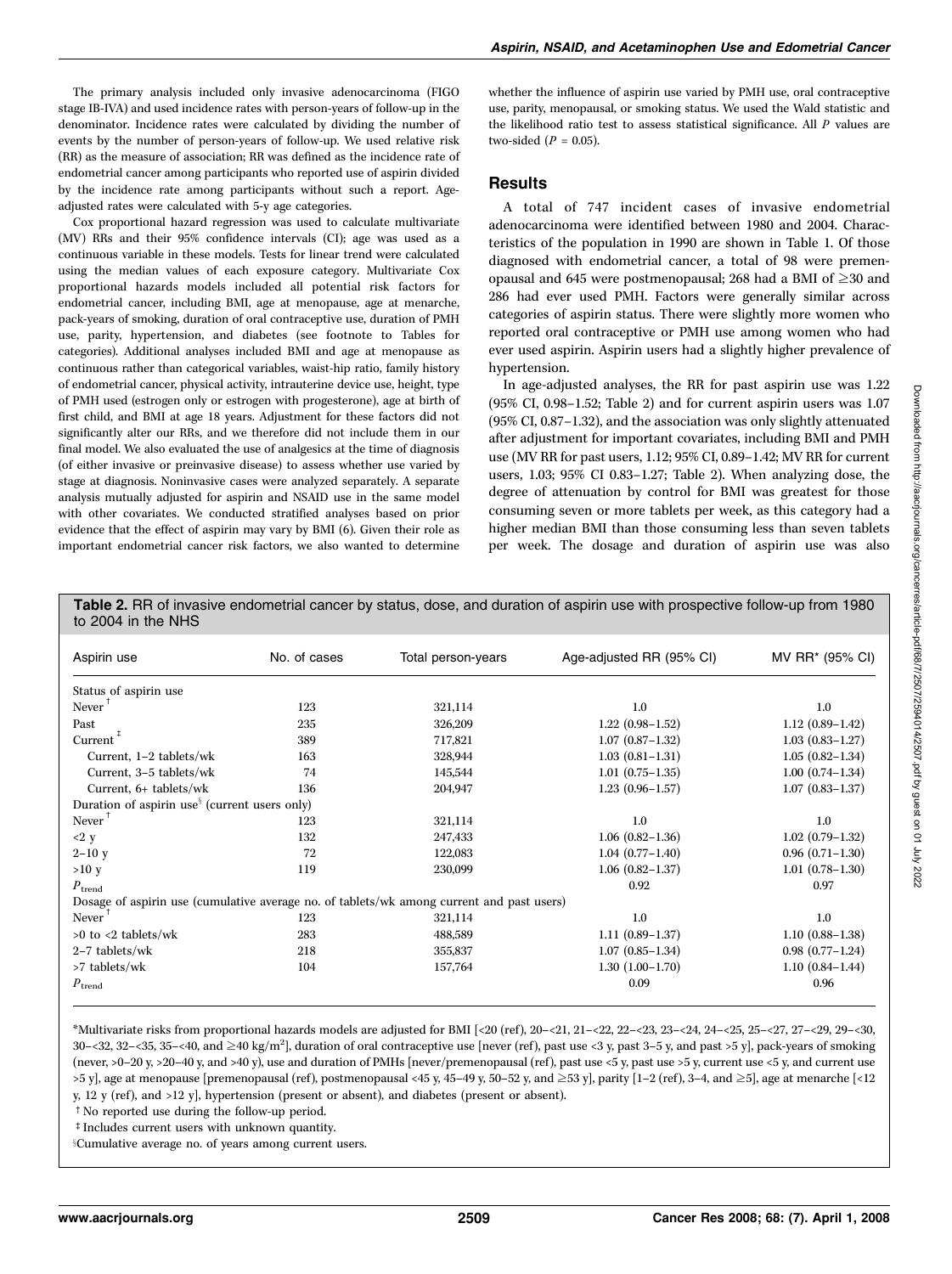The primary analysis included only invasive adenocarcinoma (FIGO stage IB-IVA) and used incidence rates with person-years of follow-up in the denominator. Incidence rates were calculated by dividing the number of events by the number of person-years of follow-up. We used relative risk (RR) as the measure of association; RR was defined as the incidence rate of endometrial cancer among participants who reported use of aspirin divided by the incidence rate among participants without such a report. Age-adjusted rates were calculated with 5-y age categories.

Cox proportional hazard regression was used to calculate multivariate (MV) RRs and their 95% confidence intervals (CI); age was used as a continuous variable in these models. Tests for linear trend were calculated using the median values of each exposure category. Multivariate Cox proportional hazards models included all potential risk factors for endometrial cancer, including BMI, age at menopause, age at menarche, pack-years of smoking, duration of oral contraceptive use, duration of PMH use, parity, hypertension, and diabetes (see footnote to Tables for categories). Additional analyses included BMI and age at menopause as continuous rather than categorical variables, waist-hip ratio, family history of endometrial cancer, physical activity, intrauterine device use, height, type of PMH used (estrogen only or estrogen with progesterone), age at birth of first child, and BMI at age 18 years. Adjustment for these factors did not significantly alter our RRs, and we therefore did not include them in our final model. We also evaluated the use of analgesics at the time of diagnosis (of either invasive or preinvasive disease) to assess whether use varied by stage at diagnosis. Noninvasive cases were analyzed separately. A separate analysis mutually adjusted for aspirin and NSAID use in the same model with other covariates. We conducted stratified analyses based on prior evidence that the effect of aspirin may vary by BMI (6). Given their role as important endometrial cancer risk factors, we also wanted to determine whether the influence of aspirin use varied by PMH use, oral contraceptive use, parity, menopausal, or smoking status. We used the Wald statistic and the likelihood ratio test to assess statistical significance. All $P$ values are two-sided ($P = 0.05$).

## Results

A total of 747 incident cases of invasive endometrial adenocarcinoma were identified between 1980 and 2004. Characteristics of the population in 1990 are shown in Table 1. Of those diagnosed with endometrial cancer, a total of 98 were premenopausal and 645 were postmenopausal; 268 had a BMI of ≥30 and 286 had ever used PMH. Factors were generally similar across categories of aspirin status. There were slightly more women who reported oral contraceptive or PMH use among women who had ever used aspirin. Aspirin users had a slightly higher prevalence of hypertension.

In age-adjusted analyses, the RR for past aspirin use was 1.22 (95% CI, 0.98–1.52; Table 2) and for current aspirin users was 1.07 (95% CI, 0.87–1.32), and the association was only slightly attenuated after adjustment for important covariates, including BMI and PMH use (MV RR for past users, 1.12; 95% CI, 0.89–1.42; MV RR for current users, 1.03; 95% CI 0.83–1.27; Table 2). When analyzing dose, the degree of attenuation by control for BMI was greatest for those consuming seven or more tablets per week, as this category had a higher median BMI than those consuming less than seven tablets per week. The dosage and duration of aspirin use was also

**Table 2.** RR of invasive endometrial cancer by status, dose, and duration of aspirin use with prospective follow-up from 1980 to 2004 in the NHS

| Aspirin use | No. of cases | Total person-years | Age-adjusted RR (95% CI) | MV RR* (95% CI) |
|---|---|---|---|---|
| Status of aspirin use | | | | |
| Never[†] | 123 | 321,114 | 1.0 | 1.0 |
| Past | 235 | 326,209 | 1.22 (0.98–1.52) | 1.12 (0.89–1.42) |
| Current[‡] | 389 | 717,821 | 1.07 (0.87–1.32) | 1.03 (0.83–1.27) |
| Current, 1–2 tablets/wk | 163 | 328,944 | 1.03 (0.81–1.31) | 1.05 (0.82–1.34) |
| Current, 3–5 tablets/wk | 74 | 145,544 | 1.01 (0.75–1.35) | 1.00 (0.74–1.34) |
| Current, 6+ tablets/wk | 136 | 204,947 | 1.23 (0.96–1.57) | 1.07 (0.83–1.37) |
| Duration of aspirin use[§] (current users only) | | | | |
| Never[†] | 123 | 321,114 | 1.0 | 1.0 |
| <2 y | 132 | 247,433 | 1.06 (0.82–1.36) | 1.02 (0.79–1.32) |
| 2–10 y | 72 | 122,083 | 1.04 (0.77–1.40) | 0.96 (0.71–1.30) |
| >10 y | 119 | 230,099 | 1.06 (0.82–1.37) | 1.01 (0.78–1.30) |
| $P_{trend}$ | | | 0.92 | 0.97 |
| Dosage of aspirin use (cumulative average no. of tablets/wk among current and past users) | | | | |
| Never[†] | 123 | 321,114 | 1.0 | 1.0 |
| >0 to <2 tablets/wk | 283 | 488,589 | 1.11 (0.89–1.37) | 1.10 (0.88–1.38) |
| 2–7 tablets/wk | 218 | 355,837 | 1.07 (0.85–1.34) | 0.98 (0.77–1.24) |
| >7 tablets/wk | 104 | 157,764 | 1.30 (1.00–1.70) | 1.10 (0.84–1.44) |
| $P_{trend}$ | | | 0.09 | 0.96 |

*Multivariate risks from proportional hazards models are adjusted for BMI [<20 (ref), 20–<21, 21–<22, 22–<23, 23–<24, 24–<25, 25–<27, 27–<29, 29–<30, 30–<32, 32–<35, 35–<40, and ≥40 kg/m²], duration of oral contraceptive use [never (ref), past use <3 y, past 3–5 y, and past >5 y], pack-years of smoking (never, >0–20 y, >20–40 y, and >40 y), use and duration of PMHs [never/premenopausal (ref), past use <5 y, past use >5 y, current use <5 y, and current use >5 y], age at menopause [premenopausal (ref), postmenopausal <45 y, 45–49 y, 50–52 y, and ≥53 y], parity [1–2 (ref), 3–4, and ≥5], age at menarche [<12 y, 12 y (ref), and >12 y], hypertension (present or absent), and diabetes (present or absent).

† No reported use during the follow-up period.

‡ Includes current users with unknown quantity.

§ Cumulative average no. of years among current users.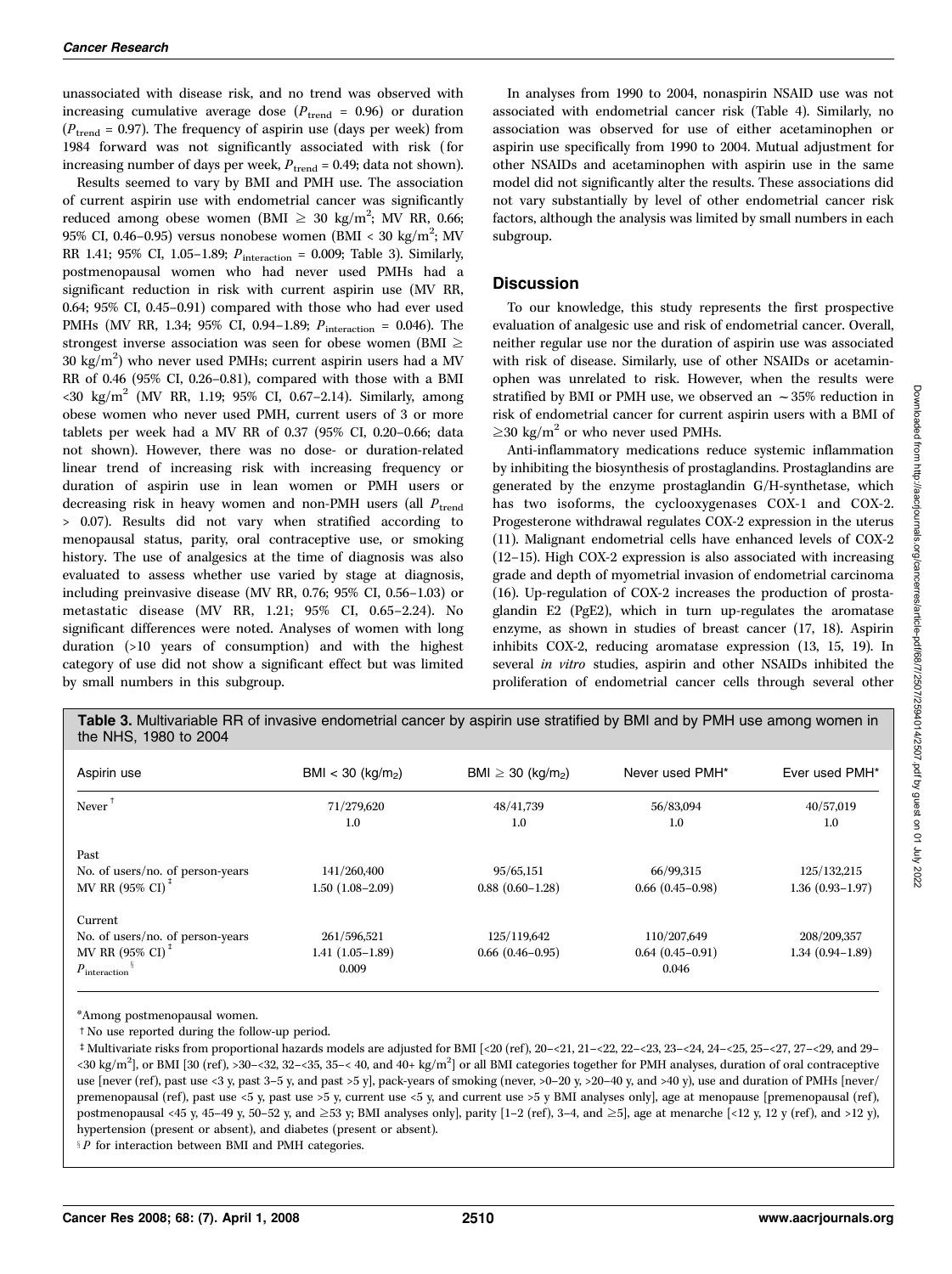unassociated with disease risk, and no trend was observed with increasing cumulative average dose ($P_{trend}$ = 0.96) or duration ($P_{trend}$ = 0.97). The frequency of aspirin use (days per week) from 1984 forward was not significantly associated with risk (for increasing number of days per week, $P_{trend}$ = 0.49; data not shown).

Results seemed to vary by BMI and PMH use. The association of current aspirin use with endometrial cancer was significantly reduced among obese women (BMI ≥ 30 kg/m$^2$; MV RR, 0.66; 95% CI, 0.46–0.95) versus nonobese women (BMI < 30 kg/m$^2$; MV RR 1.41; 95% CI, 1.05–1.89; $P_{interaction}$ = 0.009; Table 3). Similarly, postmenopausal women who had never used PMHs had a significant reduction in risk with current aspirin use (MV RR, 0.64; 95% CI, 0.45–0.91) compared with those who had ever used PMHs (MV RR, 1.34; 95% CI, 0.94–1.89; $P_{interaction}$ = 0.046). The strongest inverse association was seen for obese women (BMI ≥ 30 kg/m$^2$) who never used PMHs; current aspirin users had a MV RR of 0.46 (95% CI, 0.26–0.81), compared with those with a BMI <30 kg/m$^2$ (MV RR, 1.19; 95% CI, 0.67–2.14). Similarly, among obese women who never used PMH, current users of 3 or more tablets per week had a MV RR of 0.37 (95% CI, 0.20–0.66; data not shown). However, there was no dose- or duration-related linear trend of increasing risk with increasing frequency or duration of aspirin use in lean women or PMH users or decreasing risk in heavy women and non-PMH users (all $P_{trend}$ > 0.07). Results did not vary when stratified according to menopausal status, parity, oral contraceptive use, or smoking history. The use of analgesics at the time of diagnosis was also evaluated to assess whether use varied by stage at diagnosis, including preinvasive disease (MV RR, 0.76; 95% CI, 0.56–1.03) or metastatic disease (MV RR, 1.21; 95% CI, 0.65–2.24). No significant differences were noted. Analyses of women with long duration (>10 years of consumption) and with the highest category of use did not show a significant effect but was limited by small numbers in this subgroup.

In analyses from 1990 to 2004, nonaspirin NSAID use was not associated with endometrial cancer risk (Table 4). Similarly, no association was observed for use of either acetaminophen or aspirin use specifically from 1990 to 2004. Mutual adjustment for other NSAIDs and acetaminophen with aspirin use in the same model did not significantly alter the results. These associations did not vary substantially by level of other endometrial cancer risk factors, although the analysis was limited by small numbers in each subgroup.

## Discussion

To our knowledge, this study represents the first prospective evaluation of analgesic use and risk of endometrial cancer. Overall, neither regular use nor the duration of aspirin use was associated with risk of disease. Similarly, use of other NSAIDs or acetaminophen was unrelated to risk. However, when the results were stratified by BMI or PMH use, we observed an ∼35% reduction in risk of endometrial cancer for current aspirin users with a BMI of ≥30 kg/m$^2$ or who never used PMHs.

Anti-inflammatory medications reduce systemic inflammation by inhibiting the biosynthesis of prostaglandins. Prostaglandins are generated by the enzyme prostaglandin G/H-synthetase, which has two isoforms, the cyclooxygenases COX-1 and COX-2. Progesterone withdrawal regulates COX-2 expression in the uterus (11). Malignant endometrial cells have enhanced levels of COX-2 (12–15). High COX-2 expression is also associated with increasing grade and depth of myometrial invasion of endometrial carcinoma (16). Up-regulation of COX-2 increases the production of prostaglandin E2 (PgE2), which in turn up-regulates the aromatase enzyme, as shown in studies of breast cancer (17, 18). Aspirin inhibits COX-2, reducing aromatase expression (13, 15, 19). In several *in vitro* studies, aspirin and other NSAIDs inhibited the proliferation of endometrial cancer cells through several other

**Table 3.** Multivariable RR of invasive endometrial cancer by aspirin use stratified by BMI and by PMH use among women in the NHS, 1980 to 2004

| Aspirin use | BMI < 30 (kg/m$_2$) | BMI ≥ 30 (kg/m$_2$) | Never used PMH* | Ever used PMH* |
|---|---|---|---|---|
| Never † | 71/279,620 | 48/41,739 | 56/83,094 | 40/57,019 |
| | 1.0 | 1.0 | 1.0 | 1.0 |
| Past | | | | |
| No. of users/no. of person-years | 141/260,400 | 95/65,151 | 66/99,315 | 125/132,215 |
| MV RR (95% CI) ‡ | 1.50 (1.08–2.09) | 0.88 (0.60–1.28) | 0.66 (0.45–0.98) | 1.36 (0.93–1.97) |
| Current | | | | |
| No. of users/no. of person-years | 261/596,521 | 125/119,642 | 110/207,649 | 208/209,357 |
| MV RR (95% CI) ‡ | 1.41 (1.05–1.89) | 0.66 (0.46–0.95) | 0.64 (0.45–0.91) | 1.34 (0.94–1.89) |
| $P_{interaction}$ § | 0.009 | | 0.046 | |

*Among postmenopausal women.

† No use reported during the follow-up period.

‡ Multivariate risks from proportional hazards models are adjusted for BMI [<20 (ref), 20–<21, 21–<22, 22–<23, 23–<24, 24–<25, 25–<27, 27–<29, and 29–<30 kg/m$^2$], or BMI [30 (ref), >30–<32, 32–<35, 35–< 40, and 40+ kg/m$^2$] or all BMI categories together for PMH analyses, duration of oral contraceptive use [never (ref), past use <3 y, past 3–5 y, and past >5 y], pack-years of smoking (never, >0–20 y, >20–40 y, and >40 y), use and duration of PMHs [never/premenopausal (ref), past use <5 y, past use >5 y, current use <5 y, and current use >5 y BMI analyses only], age at menopause [premenopausal (ref), postmenopausal <45 y, 45–49 y, 50–52 y, and ≥53 y; BMI analyses only], parity [1–2 (ref), 3–4, and ≥5], age at menarche [<12 y, 12 y (ref), and >12 y), hypertension (present or absent), and diabetes (present or absent).

§ *P* for interaction between BMI and PMH categories.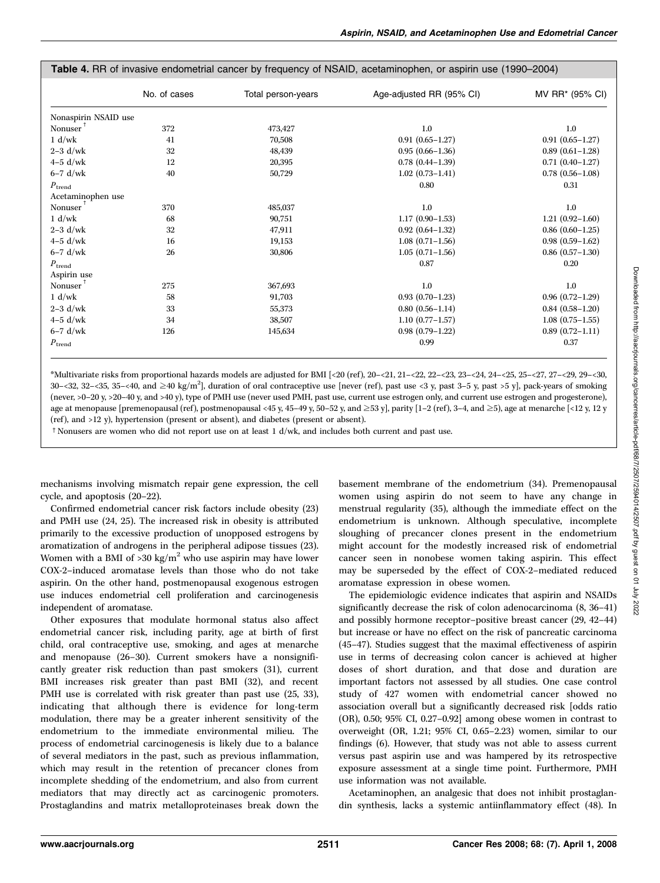**Table 4.** RR of invasive endometrial cancer by frequency of NSAID, acetaminophen, or aspirin use (1990–2004)

| | No. of cases | Total person-years | Age-adjusted RR (95% CI) | MV RR* (95% CI) |
|---|---|---|---|---|
| Nonaspirin NSAID use | | | | |
| Nonuser[†] | 372 | 473,427 | 1.0 | 1.0 |
| 1 d/wk | 41 | 70,508 | 0.91 (0.65–1.27) | 0.91 (0.65–1.27) |
| 2–3 d/wk | 32 | 48,439 | 0.95 (0.66–1.36) | 0.89 (0.61–1.28) |
| 4–5 d/wk | 12 | 20,395 | 0.78 (0.44–1.39) | 0.71 (0.40–1.27) |
| 6–7 d/wk | 40 | 50,729 | 1.02 (0.73–1.41) | 0.78 (0.56–1.08) |
| $P_{trend}$ | | | 0.80 | 0.31 |
| Acetaminophen use | | | | |
| Nonuser[†] | 370 | 485,037 | 1.0 | 1.0 |
| 1 d/wk | 68 | 90,751 | 1.17 (0.90–1.53) | 1.21 (0.92–1.60) |
| 2–3 d/wk | 32 | 47,911 | 0.92 (0.64–1.32) | 0.86 (0.60–1.25) |
| 4–5 d/wk | 16 | 19,153 | 1.08 (0.71–1.56) | 0.98 (0.59–1.62) |
| 6–7 d/wk | 26 | 30,806 | 1.05 (0.71–1.56) | 0.86 (0.57–1.30) |
| $P_{trend}$ | | | 0.87 | 0.20 |
| Aspirin use | | | | |
| Nonuser[†] | 275 | 367,693 | 1.0 | 1.0 |
| 1 d/wk | 58 | 91,703 | 0.93 (0.70–1.23) | 0.96 (0.72–1.29) |
| 2–3 d/wk | 33 | 55,373 | 0.80 (0.56–1.14) | 0.84 (0.58–1.20) |
| 4–5 d/wk | 34 | 38,507 | 1.10 (0.77–1.57) | 1.08 (0.75–1.55) |
| 6–7 d/wk | 126 | 145,634 | 0.98 (0.79–1.22) | 0.89 (0.72–1.11) |
| $P_{trend}$ | | | 0.99 | 0.37 |

*Multivariate risks from proportional hazards models are adjusted for BMI [<20 (ref), 20–<21, 21–<22, 22–<23, 23–<24, 24–<25, 25–<27, 27–<29, 29–<30, 30–<32, 32–<35, 35–<40, and ≥40 kg/m$^2$], duration of oral contraceptive use [never (ref), past use <3 y, past 3–5 y, past >5 y], pack-years of smoking (never, >0–20 y, >20–40 y, and >40 y), type of PMH use (never used PMH, past use, current use estrogen only, and current use estrogen and progesterone), age at menopause [premenopausal (ref), postmenopausal <45 y, 45–49 y, 50–52 y, and ≥53 y], parity [1–2 (ref), 3–4, and ≥5), age at menarche [<12 y, 12 y (ref), and >12 y), hypertension (present or absent), and diabetes (present or absent).

† Nonusers are women who did not report use on at least 1 d/wk, and includes both current and past use.

mechanisms involving mismatch repair gene expression, the cell cycle, and apoptosis (20–22).

Confirmed endometrial cancer risk factors include obesity (23) and PMH use (24, 25). The increased risk in obesity is attributed primarily to the excessive production of unopposed estrogens by aromatization of androgens in the peripheral adipose tissues (23). Women with a BMI of >30 kg/m$^2$ who use aspirin may have lower COX-2–induced aromatase levels than those who do not take aspirin. On the other hand, postmenopausal exogenous estrogen use induces endometrial cell proliferation and carcinogenesis independent of aromatase.

Other exposures that modulate hormonal status also affect endometrial cancer risk, including parity, age at birth of first child, oral contraceptive use, smoking, and ages at menarche and menopause (26–30). Current smokers have a nonsignificantly greater risk reduction than past smokers (31), current BMI increases risk greater than past BMI (32), and recent PMH use is correlated with risk greater than past use (25, 33), indicating that although there is evidence for long-term modulation, there may be a greater inherent sensitivity of the endometrium to the immediate environmental milieu. The process of endometrial carcinogenesis is likely due to a balance of several mediators in the past, such as previous inflammation, which may result in the retention of precancer clones from incomplete shedding of the endometrium, and also from current mediators that may directly act as carcinogenic promoters. Prostaglandins and matrix metalloproteinases break down the basement membrane of the endometrium (34). Premenopausal women using aspirin do not seem to have any change in menstrual regularity (35), although the immediate effect on the endometrium is unknown. Although speculative, incomplete sloughing of precancer clones present in the endometrium might account for the modestly increased risk of endometrial cancer seen in nonobese women taking aspirin. This effect may be superseded by the effect of COX-2–mediated reduced aromatase expression in obese women.

The epidemiologic evidence indicates that aspirin and NSAIDs significantly decrease the risk of colon adenocarcinoma (8, 36–41) and possibly hormone receptor–positive breast cancer (29, 42–44) but increase or have no effect on the risk of pancreatic carcinoma (45–47). Studies suggest that the maximal effectiveness of aspirin use in terms of decreasing colon cancer is achieved at higher doses of short duration, and that dose and duration are important factors not assessed by all studies. One case control study of 427 women with endometrial cancer showed no association overall but a significantly decreased risk [odds ratio (OR), 0.50; 95% CI, 0.27–0.92] among obese women in contrast to overweight (OR, 1.21; 95% CI, 0.65–2.23) women, similar to our findings (6). However, that study was not able to assess current versus past aspirin use and was hampered by its retrospective exposure assessment at a single time point. Furthermore, PMH use information was not available.

Acetaminophen, an analgesic that does not inhibit prostaglandin synthesis, lacks a systemic antiinflammatory effect (48). In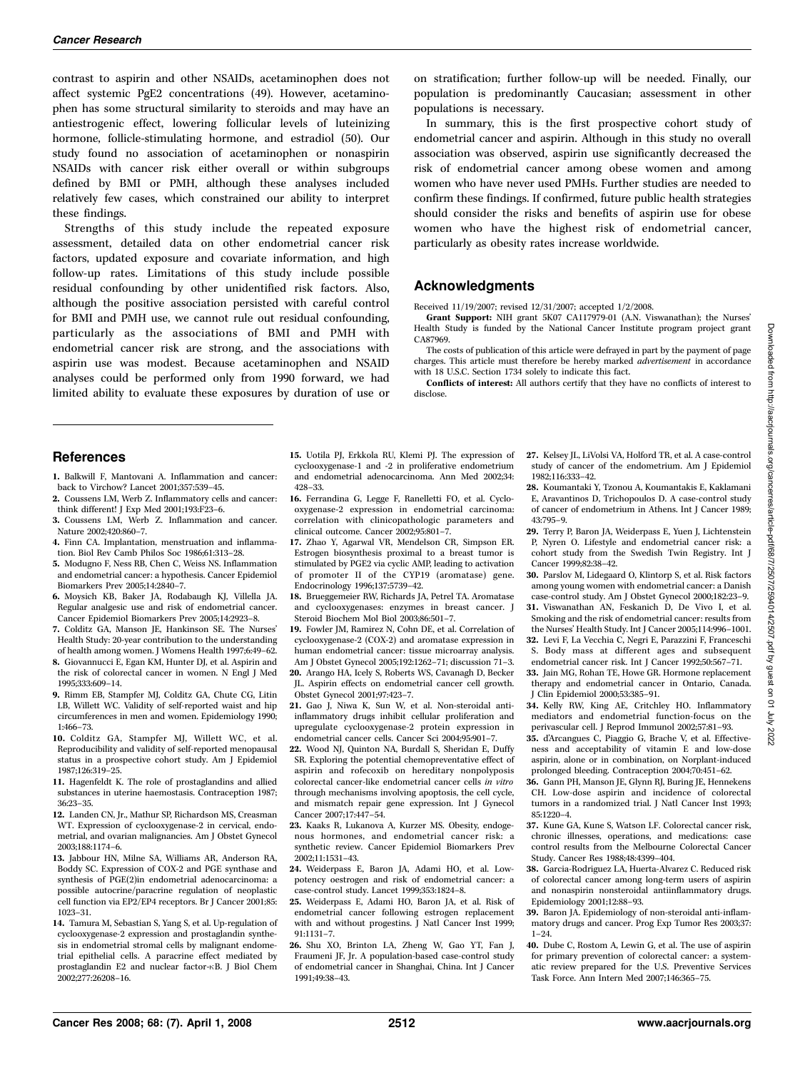contrast to aspirin and other NSAIDs, acetaminophen does not affect systemic PgE2 concentrations (49). However, acetaminophen has some structural similarity to steroids and may have an antiestrogenic effect, lowering follicular levels of luteinizing hormone, follicle-stimulating hormone, and estradiol (50). Our study found no association of acetaminophen or nonaspirin NSAIDs with cancer risk either overall or within subgroups defined by BMI or PMH, although these analyses included relatively few cases, which constrained our ability to interpret these findings.

Strengths of this study include the repeated exposure assessment, detailed data on other endometrial cancer risk factors, updated exposure and covariate information, and high follow-up rates. Limitations of this study include possible residual confounding by other unidentified risk factors. Also, although the positive association persisted with careful control for BMI and PMH use, we cannot rule out residual confounding, particularly as the associations of BMI and PMH with endometrial cancer risk are strong, and the associations with aspirin use was modest. Because acetaminophen and NSAID analyses could be performed only from 1990 forward, we had limited ability to evaluate these exposures by duration of use or on stratification; further follow-up will be needed. Finally, our population is predominantly Caucasian; assessment in other populations is necessary.

In summary, this is the first prospective cohort study of endometrial cancer and aspirin. Although in this study no overall association was observed, aspirin use significantly decreased the risk of endometrial cancer among obese women and among women who have never used PMHs. Further studies are needed to confirm these findings. If confirmed, future public health strategies should consider the risks and benefits of aspirin use for obese women who have the highest risk of endometrial cancer, particularly as obesity rates increase worldwide.

## Acknowledgments

Received 11/19/2007; revised 12/31/2007; accepted 1/2/2008.

**Grant Support:** NIH grant 5K07 CA117979-01 (A.N. Viswanathan); the Nurses' Health Study is funded by the National Cancer Institute program project grant CA87969.

The costs of publication of this article were defrayed in part by the payment of page charges. This article must therefore be hereby marked *advertisement* in accordance with 18 U.S.C. Section 1734 solely to indicate this fact.

**Conflicts of interest:** All authors certify that they have no conflicts of interest to disclose.

## References

1. Balkwill F, Mantovani A. Inflammation and cancer: back to Virchow? Lancet 2001;357:539–45.
2. Coussens LM, Werb Z. Inflammatory cells and cancer: think different! J Exp Med 2001;193:F23–6.
3. Coussens LM, Werb Z. Inflammation and cancer. Nature 2002;420:860–7.
4. Finn CA. Implantation, menstruation and inflammation. Biol Rev Camb Philos Soc 1986;61:313–28.
5. Modugno F, Ness RB, Chen C, Weiss NS. Inflammation and endometrial cancer: a hypothesis. Cancer Epidemiol Biomarkers Prev 2005;14:2840–7.
6. Moysich KB, Baker JA, Rodabaugh KJ, Villella JA. Regular analgesic use and risk of endometrial cancer. Cancer Epidemiol Biomarkers Prev 2005;14:2923–8.
7. Colditz GA, Manson JE, Hankinson SE. The Nurses' Health Study: 20-year contribution to the understanding of health among women. J Womens Health 1997;6:49–62.
8. Giovannucci E, Egan KM, Hunter DJ, et al. Aspirin and the risk of colorectal cancer in women. N Engl J Med 1995;333:609–14.
9. Rimm EB, Stampfer MJ, Colditz GA, Chute CG, Litin LB, Willett WC. Validity of self-reported waist and hip circumferences in men and women. Epidemiology 1990; 1:466–73.
10. Colditz GA, Stampfer MJ, Willett WC, et al. Reproducibility and validity of self-reported menopausal status in a prospective cohort study. Am J Epidemiol 1987;126:319–25.
11. Hagenfeldt K. The role of prostaglandins and allied substances in uterine haemostasis. Contraception 1987; 36:23–35.
12. Landen CN, Jr., Mathur SP, Richardson MS, Creasman WT. Expression of cyclooxygenase-2 in cervical, endometrial, and ovarian malignancies. Am J Obstet Gynecol 2003;188:1174–6.
13. Jabbour HN, Milne SA, Williams AR, Anderson RA, Boddy SC. Expression of COX-2 and PGE synthase and synthesis of PGE(2)in endometrial adenocarcinoma: a possible autocrine/paracrine regulation of neoplastic cell function via EP2/EP4 receptors. Br J Cancer 2001;85: 1023–31.
14. Tamura M, Sebastian S, Yang S, et al. Up-regulation of cyclooxygenase-2 expression and prostaglandin synthesis in endometrial stromal cells by malignant endometrial epithelial cells. A paracrine effect mediated by prostaglandin E2 and nuclear factor-κB. J Biol Chem 2002;277:26208–16.
15. Uotila PJ, Erkkola RU, Klemi PJ. The expression of cyclooxygenase-1 and -2 in proliferative endometrium and endometrial adenocarcinoma. Ann Med 2002;34: 428–33.
16. Ferrandina G, Legge F, Ranelletti FO, et al. Cyclooxygenase-2 expression in endometrial carcinoma: correlation with clinicopathologic parameters and clinical outcome. Cancer 2002;95:801–7.
17. Zhao Y, Agarwal VR, Mendelson CR, Simpson ER. Estrogen biosynthesis proximal to a breast tumor is stimulated by PGE2 via cyclic AMP, leading to activation of promoter II of the CYP19 (aromatase) gene. Endocrinology 1996;137:5739–42.
18. Brueggemeier RW, Richards JA, Petrel TA. Aromatase and cyclooxygenases: enzymes in breast cancer. J Steroid Biochem Mol Biol 2003;86:501–7.
19. Fowler JM, Ramirez N, Cohn DE, et al. Correlation of cyclooxygenase-2 (COX-2) and aromatase expression in human endometrial cancer: tissue microarray analysis. Am J Obstet Gynecol 2005;192:1262–71; discussion 71–3.
20. Arango HA, Icely S, Roberts WS, Cavanagh D, Becker JL. Aspirin effects on endometrial cancer cell growth. Obstet Gynecol 2001;97:423–7.
21. Gao J, Niwa K, Sun W, et al. Non-steroidal anti-inflammatory drugs inhibit cellular proliferation and upregulate cyclooxygenase-2 protein expression in endometrial cancer cells. Cancer Sci 2004;95:901–7.
22. Wood NJ, Quinton NA, Burdall S, Sheridan E, Duffy SR. Exploring the potential chemopreventative effect of aspirin and rofecoxib on hereditary nonpolyposis colorectal cancer-like endometrial cancer cells *in vitro* through mechanisms involving apoptosis, the cell cycle, and mismatch repair gene expression. Int J Gynecol Cancer 2007;17:447–54.
23. Kaaks R, Lukanova A, Kurzer MS. Obesity, endogenous hormones, and endometrial cancer risk: a synthetic review. Cancer Epidemiol Biomarkers Prev 2002;11:1531–43.
24. Weiderpass E, Baron JA, Adami HO, et al. Low-potency oestrogen and risk of endometrial cancer: a case-control study. Lancet 1999;353:1824–8.
25. Weiderpass E, Adami HO, Baron JA, et al. Risk of endometrial cancer following estrogen replacement with and without progestins. J Natl Cancer Inst 1999; 91:1131–7.
26. Shu XO, Brinton LA, Zheng W, Gao YT, Fan J, Fraumeni JF, Jr. A population-based case-control study of endometrial cancer in Shanghai, China. Int J Cancer 1991;49:38–43.
27. Kelsey JL, LiVolsi VA, Holford TR, et al. A case-control study of cancer of the endometrium. Am J Epidemiol 1982;116:333–42.
28. Koumantaki Y, Tzonou A, Koumantakis E, Kaklamani E, Aravantinos D, Trichopoulos D. A case-control study of cancer of endometrium in Athens. Int J Cancer 1989; 43:795–9.
29. Terry P, Baron JA, Weiderpass E, Yuen J, Lichtenstein P, Nyren O. Lifestyle and endometrial cancer risk: a cohort study from the Swedish Twin Registry. Int J Cancer 1999;82:38–42.
30. Parslov M, Lidegaard O, Klintorp S, et al. Risk factors among young women with endometrial cancer: a Danish case-control study. Am J Obstet Gynecol 2000;182:23–9.
31. Viswanathan AN, Feskanich D, De Vivo I, et al. Smoking and the risk of endometrial cancer: results from the Nurses' Health Study. Int J Cancer 2005;114:996–1001.
32. Levi F, La Vecchia C, Negri E, Parazzini F, Franceschi S. Body mass at different ages and subsequent endometrial cancer risk. Int J Cancer 1992;50:567–71.
33. Jain MG, Rohan TE, Howe GR. Hormone replacement therapy and endometrial cancer in Ontario, Canada. J Clin Epidemiol 2000;53:385–91.
34. Kelly RW, King AE, Critchley HO. Inflammatory mediators and endometrial function-focus on the perivascular cell. J Reprod Immunol 2002;57:81–93.
35. d'Arcangues C, Piaggio G, Brache V, et al. Effectiveness and acceptability of vitamin E and low-dose aspirin, alone or in combination, on Norplant-induced prolonged bleeding. Contraception 2004;70:451–62.
36. Gann PH, Manson JE, Glynn RJ, Buring JE, Hennekens CH. Low-dose aspirin and incidence of colorectal tumors in a randomized trial. J Natl Cancer Inst 1993; 85:1220–4.
37. Kune GA, Kune S, Watson LF. Colorectal cancer risk, chronic illnesses, operations, and medications: case control results from the Melbourne Colorectal Cancer Study. Cancer Res 1988;48:4399–404.
38. Garcia-Rodriguez LA, Huerta-Alvarez C. Reduced risk of colorectal cancer among long-term users of aspirin and nonaspirin nonsteroidal antiinflammatory drugs. Epidemiology 2001;12:88–93.
39. Baron JA. Epidemiology of non-steroidal anti-inflammatory drugs and cancer. Prog Exp Tumor Res 2003;37: 1–24.
40. Dube C, Rostom A, Lewin G, et al. The use of aspirin for primary prevention of colorectal cancer: a systematic review prepared for the U.S. Preventive Services Task Force. Ann Intern Med 2007;146:365–75.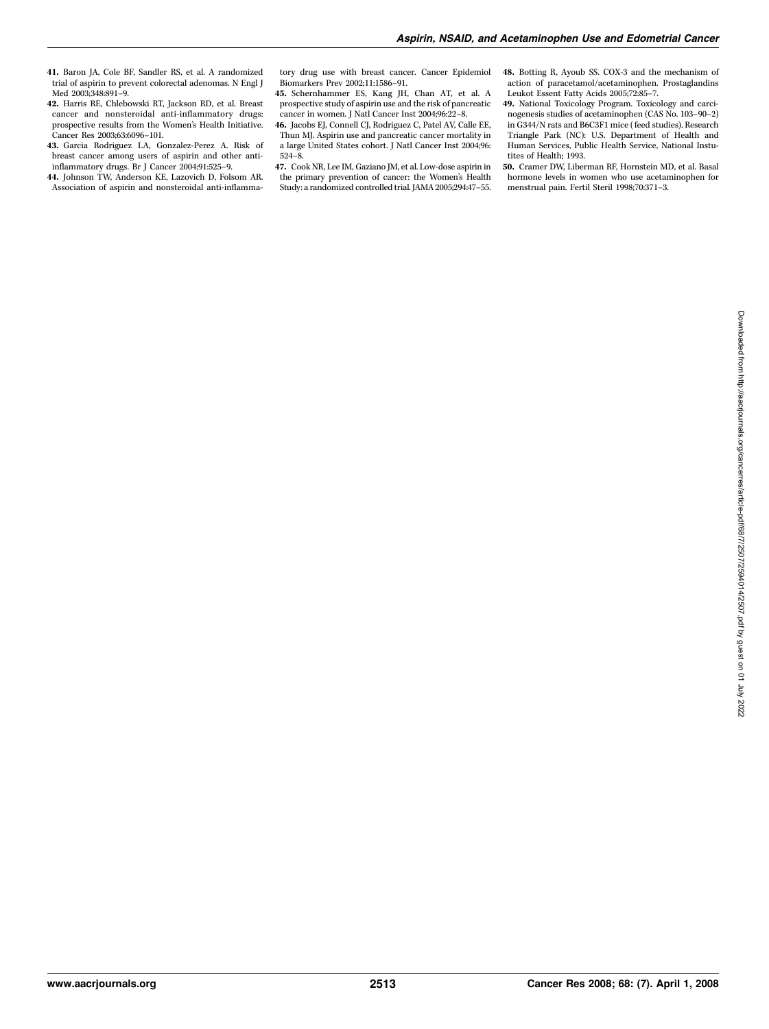41. Baron JA, Cole BF, Sandler RS, et al. A randomized trial of aspirin to prevent colorectal adenomas. N Engl J Med 2003;348:891–9.

42. Harris RE, Chlebowski RT, Jackson RD, et al. Breast cancer and nonsteroidal anti-inflammatory drugs: prospective results from the Women's Health Initiative. Cancer Res 2003;63:6096–101.

43. Garcia Rodriguez LA, Gonzalez-Perez A. Risk of breast cancer among users of aspirin and other anti-inflammatory drugs. Br J Cancer 2004;91:525–9.

44. Johnson TW, Anderson KE, Lazovich D, Folsom AR. Association of aspirin and nonsteroidal anti-inflammatory drug use with breast cancer. Cancer Epidemiol Biomarkers Prev 2002;11:1586–91.

45. Schernhammer ES, Kang JH, Chan AT, et al. A prospective study of aspirin use and the risk of pancreatic cancer in women. J Natl Cancer Inst 2004;96:22–8.

46. Jacobs EJ, Connell CJ, Rodriguez C, Patel AV, Calle EE, Thun MJ. Aspirin use and pancreatic cancer mortality in a large United States cohort. J Natl Cancer Inst 2004;96:524–8.

47. Cook NR, Lee IM, Gaziano JM, et al. Low-dose aspirin in the primary prevention of cancer: the Women's Health Study: a randomized controlled trial. JAMA 2005;294:47–55.

48. Botting R, Ayoub SS. COX-3 and the mechanism of action of paracetamol/acetaminophen. Prostaglandins Leukot Essent Fatty Acids 2005;72:85–7.

49. National Toxicology Program. Toxicology and carcinogenesis studies of acetaminophen (CAS No. 103–90–2) in G344/N rats and B6C3F1 mice (feed studies). Research Triangle Park (NC): U.S. Department of Health and Human Services, Public Health Service, National Instutites of Health; 1993.

50. Cramer DW, Liberman RF, Hornstein MD, et al. Basal hormone levels in women who use acetaminophen for menstrual pain. Fertil Steril 1998;70:371–3.